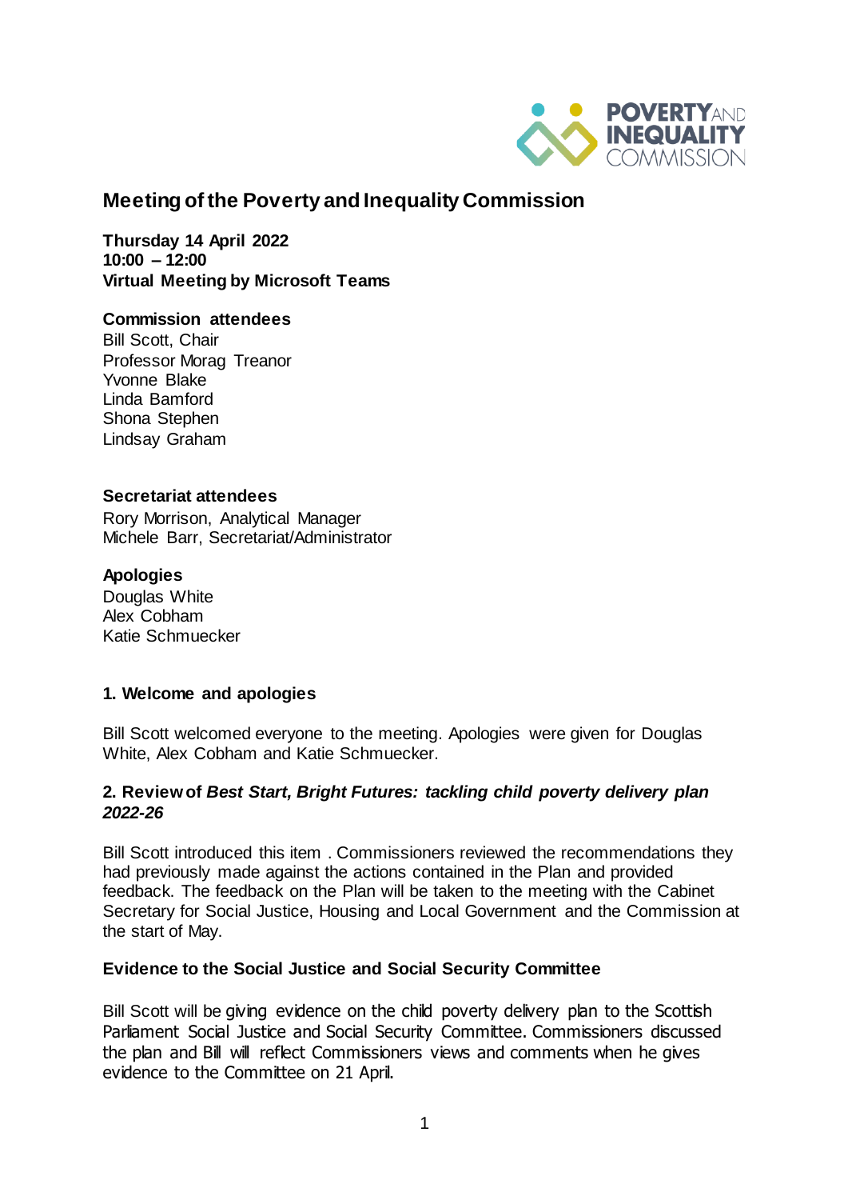# Meeting of the Poverty and Inequality Commission

**Thursday 14 April 2022**
**10:00 – 12:00**
**Virtual Meeting by Microsoft Teams**

**Commission attendees**
Bill Scott, Chair
Professor Morag Treanor
Yvonne Blake
Linda Bamford
Shona Stephen
Lindsay Graham

**Secretariat attendees**
Rory Morrison, Analytical Manager
Michele Barr, Secretariat/Administrator

**Apologies**
Douglas White
Alex Cobham
Katie Schmuecker

### 1. Welcome and apologies

Bill Scott welcomed everyone to the meeting. Apologies were given for Douglas White, Alex Cobham and Katie Schmuecker.

### 2. Review of *Best Start, Bright Futures: tackling child poverty delivery plan 2022-26*

Bill Scott introduced this item . Commissioners reviewed the recommendations they had previously made against the actions contained in the Plan and provided feedback. The feedback on the Plan will be taken to the meeting with the Cabinet Secretary for Social Justice, Housing and Local Government and the Commission at the start of May.

#### Evidence to the Social Justice and Social Security Committee

Bill Scott will be giving evidence on the child poverty delivery plan to the Scottish Parliament Social Justice and Social Security Committee. Commissioners discussed the plan and Bill will reflect Commissioners views and comments when he gives evidence to the Committee on 21 April.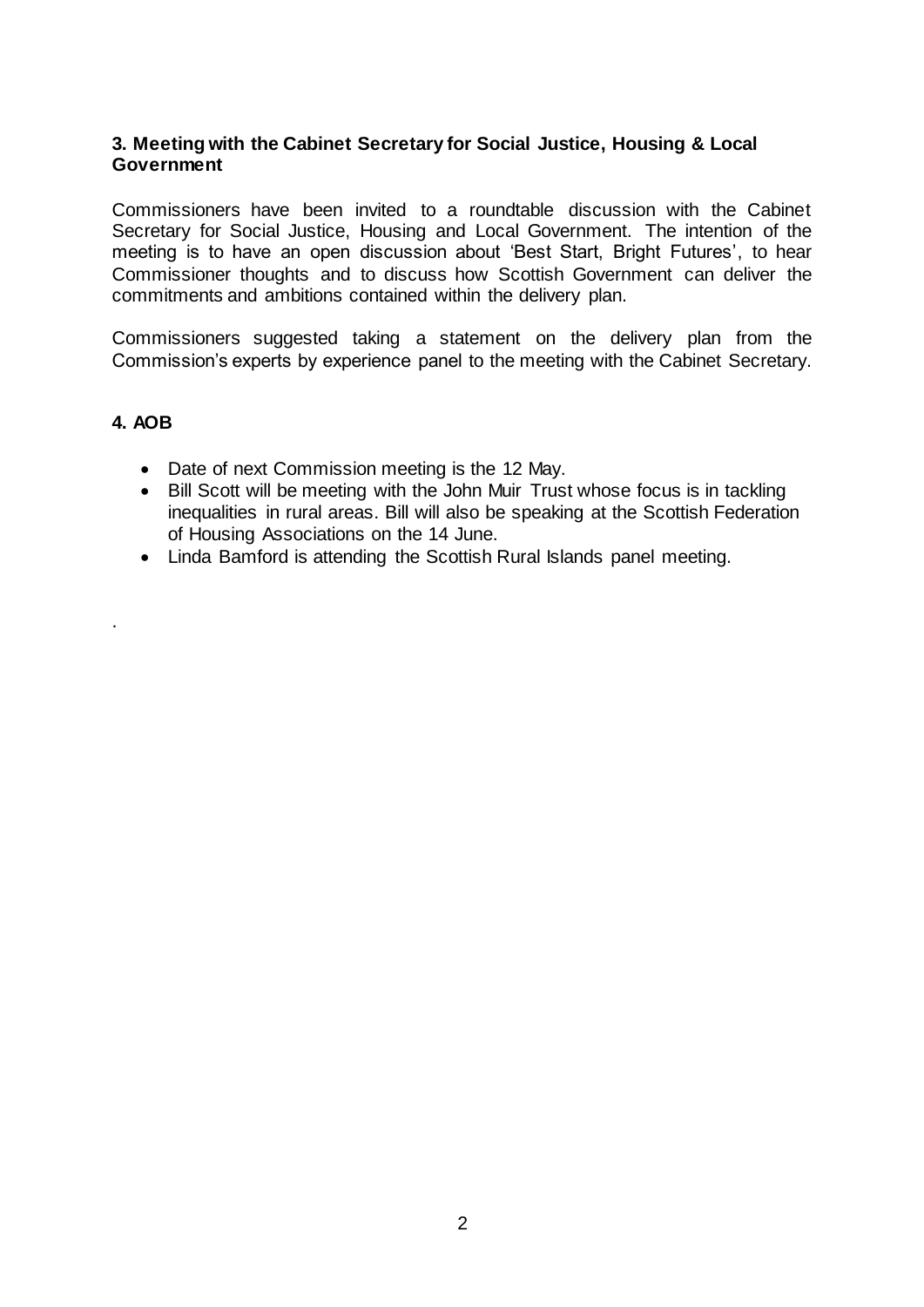### 3. Meeting with the Cabinet Secretary for Social Justice, Housing & Local Government

Commissioners have been invited to a roundtable discussion with the Cabinet Secretary for Social Justice, Housing and Local Government. The intention of the meeting is to have an open discussion about 'Best Start, Bright Futures', to hear Commissioner thoughts and to discuss how Scottish Government can deliver the commitments and ambitions contained within the delivery plan.

Commissioners suggested taking a statement on the delivery plan from the Commission's experts by experience panel to the meeting with the Cabinet Secretary.

### 4. AOB

- Date of next Commission meeting is the 12 May.
- Bill Scott will be meeting with the John Muir Trust whose focus is in tackling inequalities in rural areas. Bill will also be speaking at the Scottish Federation of Housing Associations on the 14 June.
- Linda Bamford is attending the Scottish Rural Islands panel meeting.

.